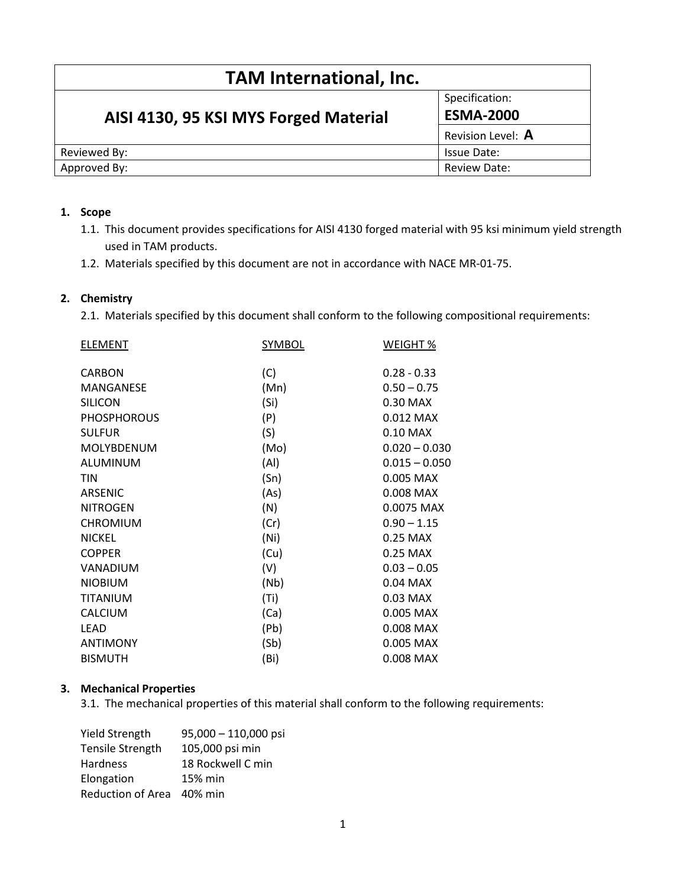| TAM International, Inc. | |
|---|---|
| **AISI 4130, 95 KSI MYS Forged Material** | Specification: **ESMA-2000** |
| | Revision Level: **A** |
| Reviewed By: | Issue Date: |
| Approved By: | Review Date: |

1. **Scope**
   - 1.1. This document provides specifications for AISI 4130 forged material with 95 ksi minimum yield strength used in TAM products.
   - 1.2. Materials specified by this document are not in accordance with NACE MR-01-75.

2. **Chemistry**
   - 2.1. Materials specified by this document shall conform to the following compositional requirements:

| ELEMENT | SYMBOL | WEIGHT % |
|---|---|---|
| CARBON | (C) | 0.28 - 0.33 |
| MANGANESE | (Mn) | 0.50 – 0.75 |
| SILICON | (Si) | 0.30 MAX |
| PHOSPHOROUS | (P) | 0.012 MAX |
| SULFUR | (S) | 0.10 MAX |
| MOLYBDENUM | (Mo) | 0.020 – 0.030 |
| ALUMINUM | (Al) | 0.015 – 0.050 |
| TIN | (Sn) | 0.005 MAX |
| ARSENIC | (As) | 0.008 MAX |
| NITROGEN | (N) | 0.0075 MAX |
| CHROMIUM | (Cr) | 0.90 – 1.15 |
| NICKEL | (Ni) | 0.25 MAX |
| COPPER | (Cu) | 0.25 MAX |
| VANADIUM | (V) | 0.03 – 0.05 |
| NIOBIUM | (Nb) | 0.04 MAX |
| TITANIUM | (Ti) | 0.03 MAX |
| CALCIUM | (Ca) | 0.005 MAX |
| LEAD | (Pb) | 0.008 MAX |
| ANTIMONY | (Sb) | 0.005 MAX |
| BISMUTH | (Bi) | 0.008 MAX |

3. **Mechanical Properties**
   - 3.1. The mechanical properties of this material shall conform to the following requirements:

| Property | Requirement |
|---|---|
| Yield Strength | 95,000 – 110,000 psi |
| Tensile Strength | 105,000 psi min |
| Hardness | 18 Rockwell C min |
| Elongation | 15% min |
| Reduction of Area | 40% min |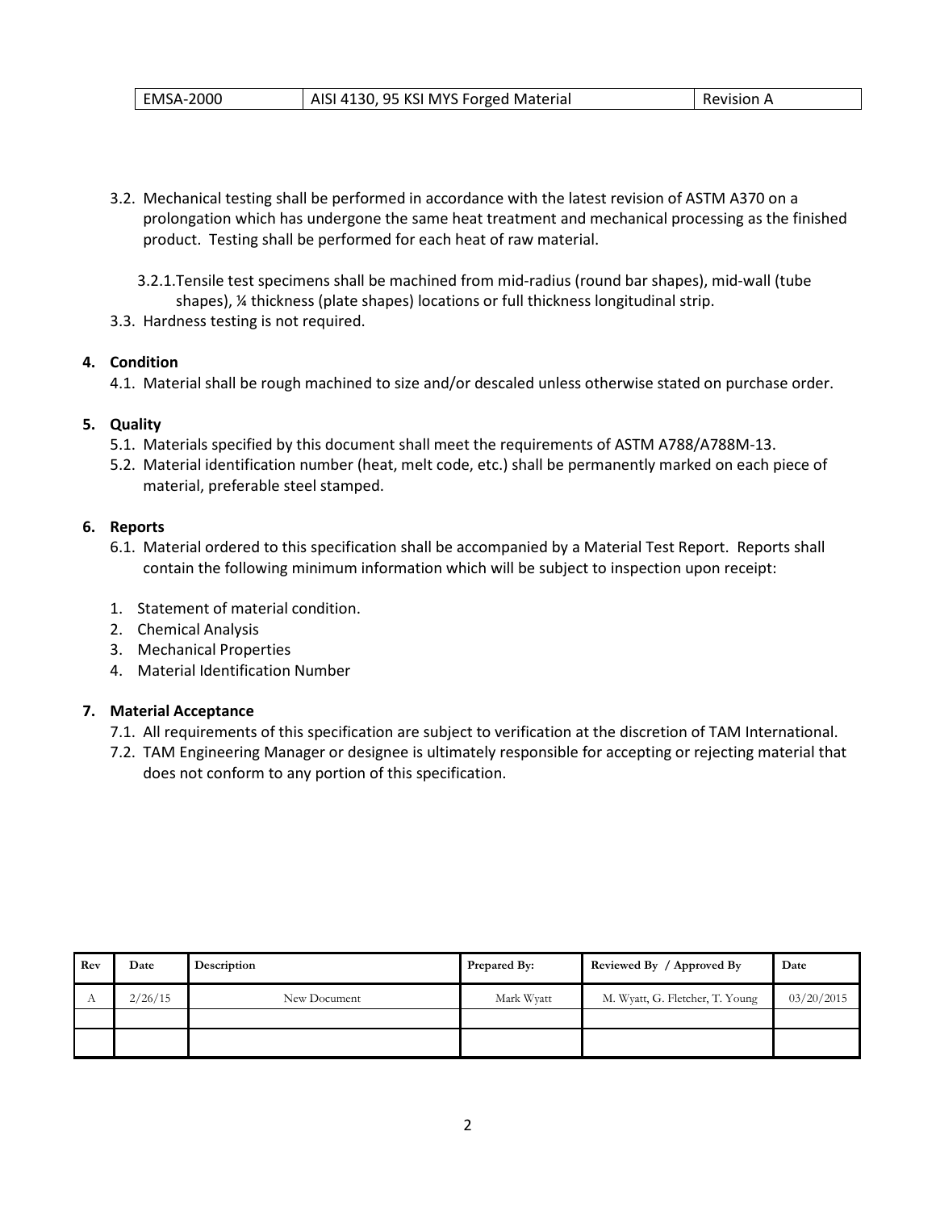3.2. Mechanical testing shall be performed in accordance with the latest revision of ASTM A370 on a prolongation which has undergone the same heat treatment and mechanical processing as the finished product. Testing shall be performed for each heat of raw material.

3.2.1. Tensile test specimens shall be machined from mid-radius (round bar shapes), mid-wall (tube shapes), ¼ thickness (plate shapes) locations or full thickness longitudinal strip.

3.3. Hardness testing is not required.

## 4. Condition

4.1. Material shall be rough machined to size and/or descaled unless otherwise stated on purchase order.

## 5. Quality

5.1. Materials specified by this document shall meet the requirements of ASTM A788/A788M-13.

5.2. Material identification number (heat, melt code, etc.) shall be permanently marked on each piece of material, preferable steel stamped.

## 6. Reports

6.1. Material ordered to this specification shall be accompanied by a Material Test Report. Reports shall contain the following minimum information which will be subject to inspection upon receipt:

1. Statement of material condition.
2. Chemical Analysis
3. Mechanical Properties
4. Material Identification Number

## 7. Material Acceptance

7.1. All requirements of this specification are subject to verification at the discretion of TAM International.

7.2. TAM Engineering Manager or designee is ultimately responsible for accepting or rejecting material that does not conform to any portion of this specification.

| Rev | Date | Description | Prepared By: | Reviewed By / Approved By | Date |
|---|---|---|---|---|---|
| A | 2/26/15 | New Document | Mark Wyatt | M. Wyatt, G. Fletcher, T. Young | 03/20/2015 |
| | | | | | |
| | | | | | |